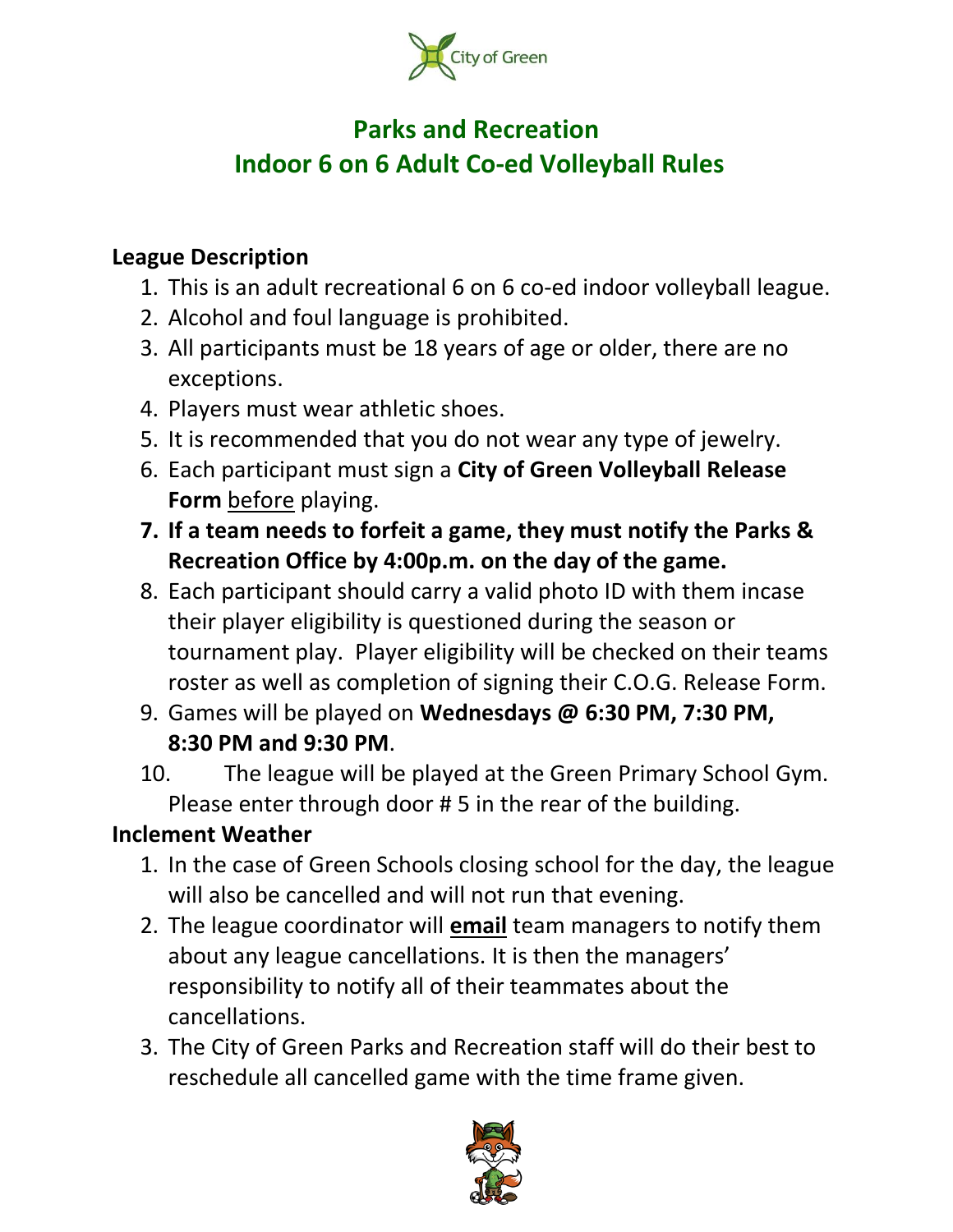City of Green

# Parks and Recreation
# Indoor 6 on 6 Adult Co-ed Volleyball Rules

## League Description

1. This is an adult recreational 6 on 6 co-ed indoor volleyball league.
2. Alcohol and foul language is prohibited.
3. All participants must be 18 years of age or older, there are no exceptions.
4. Players must wear athletic shoes.
5. It is recommended that you do not wear any type of jewelry.
6. Each participant must sign a **City of Green Volleyball Release Form** before playing.
7. **If a team needs to forfeit a game, they must notify the Parks & Recreation Office by 4:00p.m. on the day of the game.**
8. Each participant should carry a valid photo ID with them incase their player eligibility is questioned during the season or tournament play. Player eligibility will be checked on their teams roster as well as completion of signing their C.O.G. Release Form.
9. Games will be played on **Wednesdays @ 6:30 PM, 7:30 PM, 8:30 PM and 9:30 PM**.
10. The league will be played at the Green Primary School Gym. Please enter through door # 5 in the rear of the building.

## Inclement Weather

1. In the case of Green Schools closing school for the day, the league will also be cancelled and will not run that evening.
2. The league coordinator will **email** team managers to notify them about any league cancellations. It is then the managers' responsibility to notify all of their teammates about the cancellations.
3. The City of Green Parks and Recreation staff will do their best to reschedule all cancelled game with the time frame given.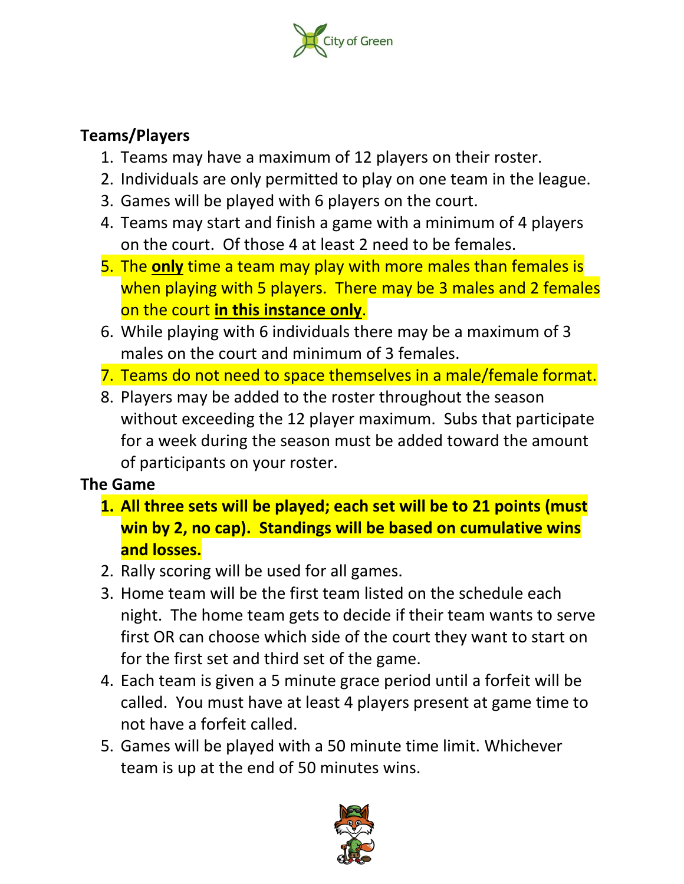## Teams/Players

1. Teams may have a maximum of 12 players on their roster.
2. Individuals are only permitted to play on one team in the league.
3. Games will be played with 6 players on the court.
4. Teams may start and finish a game with a minimum of 4 players on the court. Of those 4 at least 2 need to be females.
5. The **only** time a team may play with more males than females is when playing with 5 players. There may be 3 males and 2 females on the court **in this instance only**.
6. While playing with 6 individuals there may be a maximum of 3 males on the court and minimum of 3 females.
7. Teams do not need to space themselves in a male/female format.
8. Players may be added to the roster throughout the season without exceeding the 12 player maximum. Subs that participate for a week during the season must be added toward the amount of participants on your roster.

## The Game

1. **All three sets will be played; each set will be to 21 points (must win by 2, no cap). Standings will be based on cumulative wins and losses.**
2. Rally scoring will be used for all games.
3. Home team will be the first team listed on the schedule each night. The home team gets to decide if their team wants to serve first OR can choose which side of the court they want to start on for the first set and third set of the game.
4. Each team is given a 5 minute grace period until a forfeit will be called. You must have at least 4 players present at game time to not have a forfeit called.
5. Games will be played with a 50 minute time limit. Whichever team is up at the end of 50 minutes wins.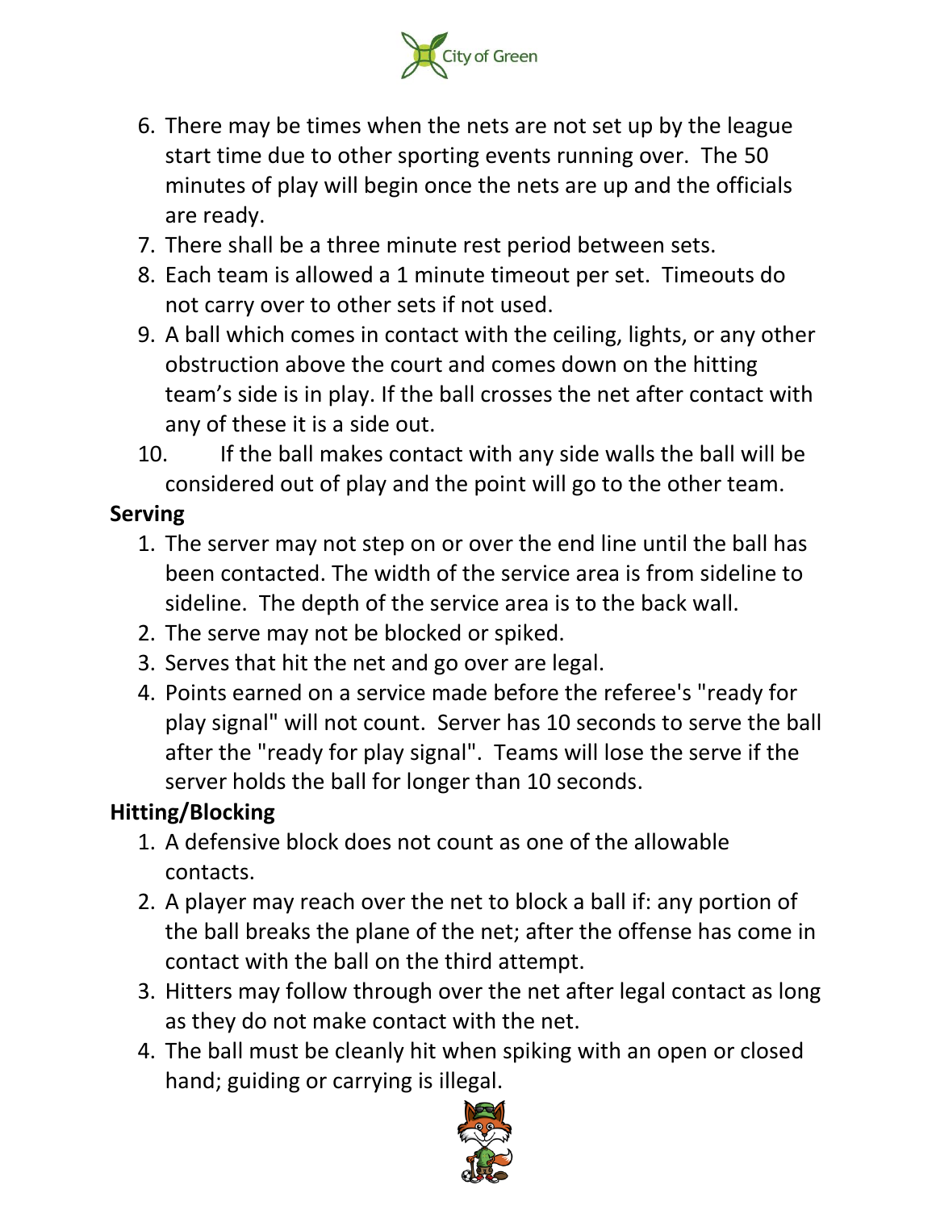6. There may be times when the nets are not set up by the league start time due to other sporting events running over. The 50 minutes of play will begin once the nets are up and the officials are ready.
7. There shall be a three minute rest period between sets.
8. Each team is allowed a 1 minute timeout per set. Timeouts do not carry over to other sets if not used.
9. A ball which comes in contact with the ceiling, lights, or any other obstruction above the court and comes down on the hitting team's side is in play. If the ball crosses the net after contact with any of these it is a side out.
10. If the ball makes contact with any side walls the ball will be considered out of play and the point will go to the other team.

**Serving**

1. The server may not step on or over the end line until the ball has been contacted. The width of the service area is from sideline to sideline. The depth of the service area is to the back wall.
2. The serve may not be blocked or spiked.
3. Serves that hit the net and go over are legal.
4. Points earned on a service made before the referee's "ready for play signal" will not count. Server has 10 seconds to serve the ball after the "ready for play signal". Teams will lose the serve if the server holds the ball for longer than 10 seconds.

**Hitting/Blocking**

1. A defensive block does not count as one of the allowable contacts.
2. A player may reach over the net to block a ball if: any portion of the ball breaks the plane of the net; after the offense has come in contact with the ball on the third attempt.
3. Hitters may follow through over the net after legal contact as long as they do not make contact with the net.
4. The ball must be cleanly hit when spiking with an open or closed hand; guiding or carrying is illegal.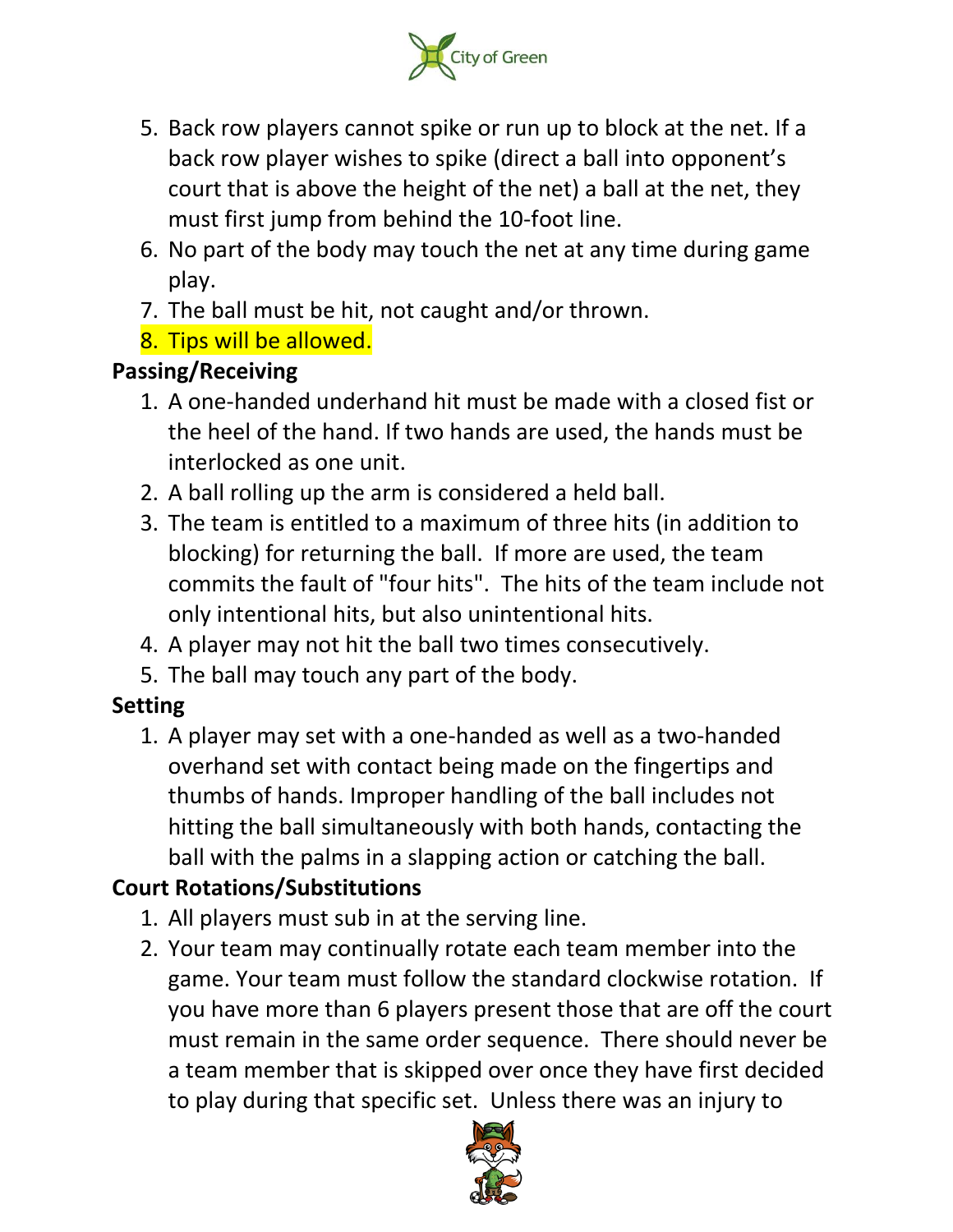5. Back row players cannot spike or run up to block at the net. If a back row player wishes to spike (direct a ball into opponent's court that is above the height of the net) a ball at the net, they must first jump from behind the 10-foot line.
6. No part of the body may touch the net at any time during game play.
7. The ball must be hit, not caught and/or thrown.
8. Tips will be allowed.

**Passing/Receiving**

1. A one-handed underhand hit must be made with a closed fist or the heel of the hand. If two hands are used, the hands must be interlocked as one unit.
2. A ball rolling up the arm is considered a held ball.
3. The team is entitled to a maximum of three hits (in addition to blocking) for returning the ball. If more are used, the team commits the fault of "four hits". The hits of the team include not only intentional hits, but also unintentional hits.
4. A player may not hit the ball two times consecutively.
5. The ball may touch any part of the body.

**Setting**

1. A player may set with a one-handed as well as a two-handed overhand set with contact being made on the fingertips and thumbs of hands. Improper handling of the ball includes not hitting the ball simultaneously with both hands, contacting the ball with the palms in a slapping action or catching the ball.

**Court Rotations/Substitutions**

1. All players must sub in at the serving line.
2. Your team may continually rotate each team member into the game. Your team must follow the standard clockwise rotation. If you have more than 6 players present those that are off the court must remain in the same order sequence. There should never be a team member that is skipped over once they have first decided to play during that specific set. Unless there was an injury to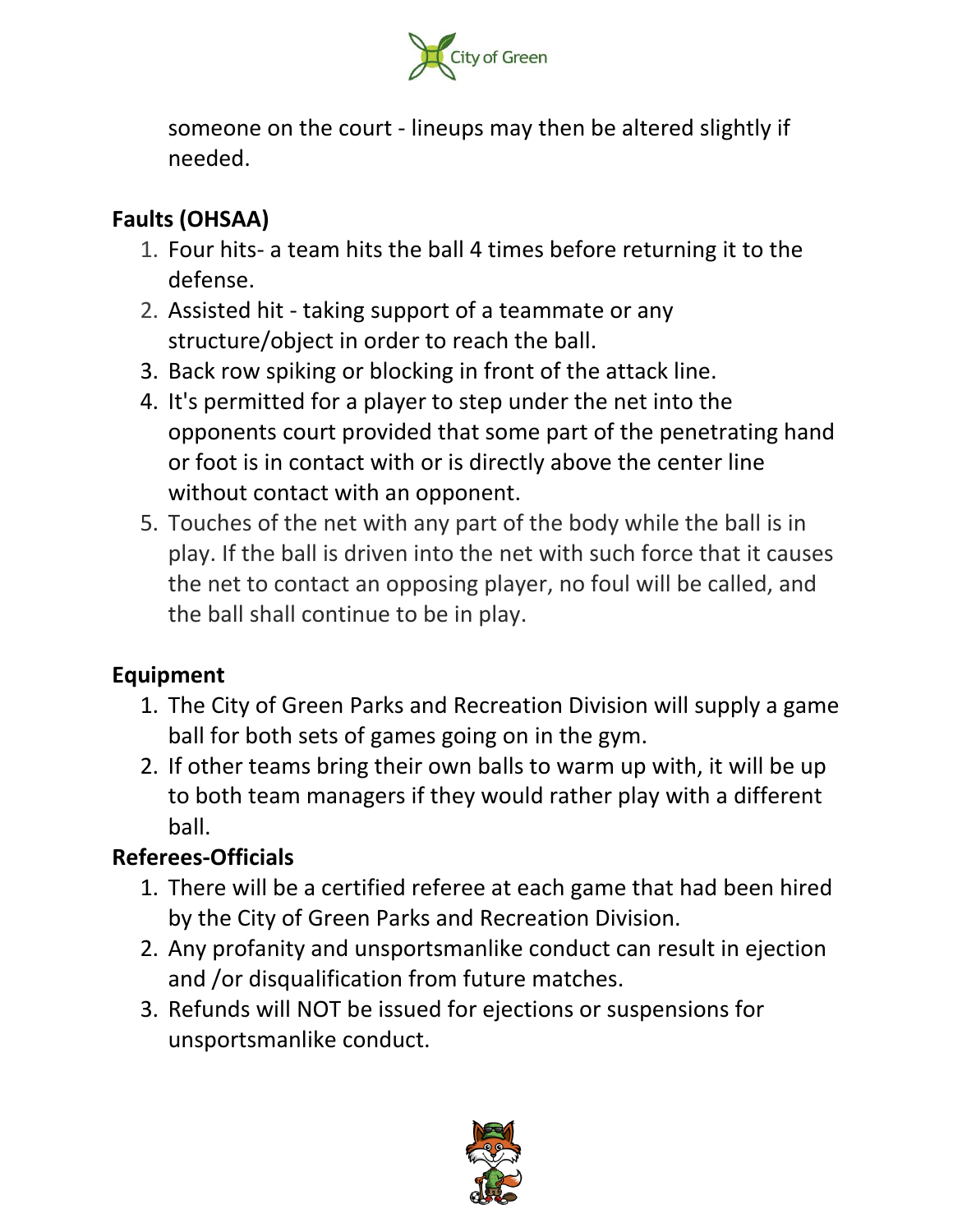someone on the court - lineups may then be altered slightly if needed.

**Faults (OHSAA)**

1. Four hits- a team hits the ball 4 times before returning it to the defense.
2. Assisted hit - taking support of a teammate or any structure/object in order to reach the ball.
3. Back row spiking or blocking in front of the attack line.
4. It's permitted for a player to step under the net into the opponents court provided that some part of the penetrating hand or foot is in contact with or is directly above the center line without contact with an opponent.
5. Touches of the net with any part of the body while the ball is in play. If the ball is driven into the net with such force that it causes the net to contact an opposing player, no foul will be called, and the ball shall continue to be in play.

**Equipment**

1. The City of Green Parks and Recreation Division will supply a game ball for both sets of games going on in the gym.
2. If other teams bring their own balls to warm up with, it will be up to both team managers if they would rather play with a different ball.

**Referees-Officials**

1. There will be a certified referee at each game that had been hired by the City of Green Parks and Recreation Division.
2. Any profanity and unsportsmanlike conduct can result in ejection and /or disqualification from future matches.
3. Refunds will NOT be issued for ejections or suspensions for unsportsmanlike conduct.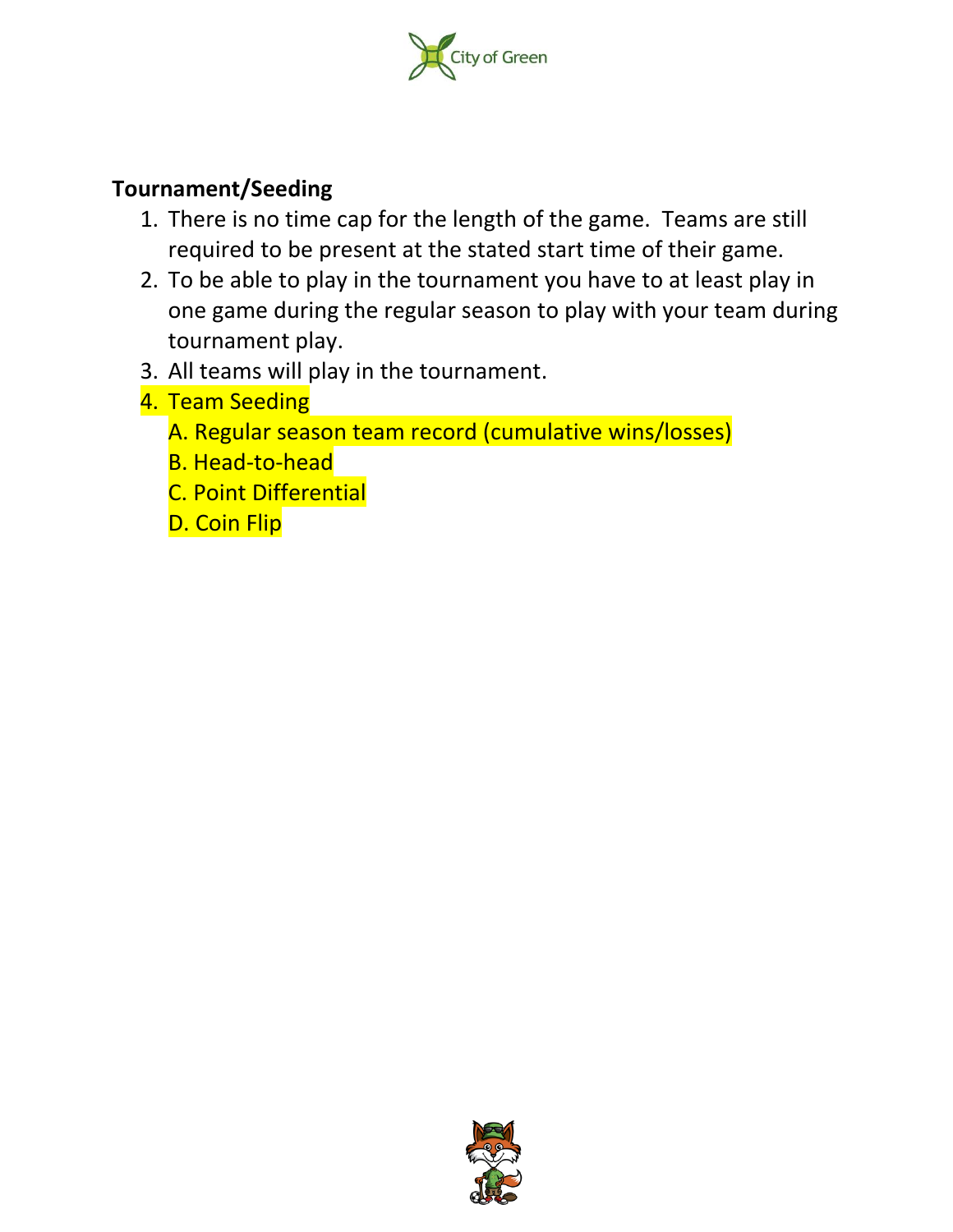**Tournament/Seeding**

1. There is no time cap for the length of the game. Teams are still required to be present at the stated start time of their game.
2. To be able to play in the tournament you have to at least play in one game during the regular season to play with your team during tournament play.
3. All teams will play in the tournament.
4. Team Seeding
   - A. Regular season team record (cumulative wins/losses)
   - B. Head-to-head
   - C. Point Differential
   - D. Coin Flip